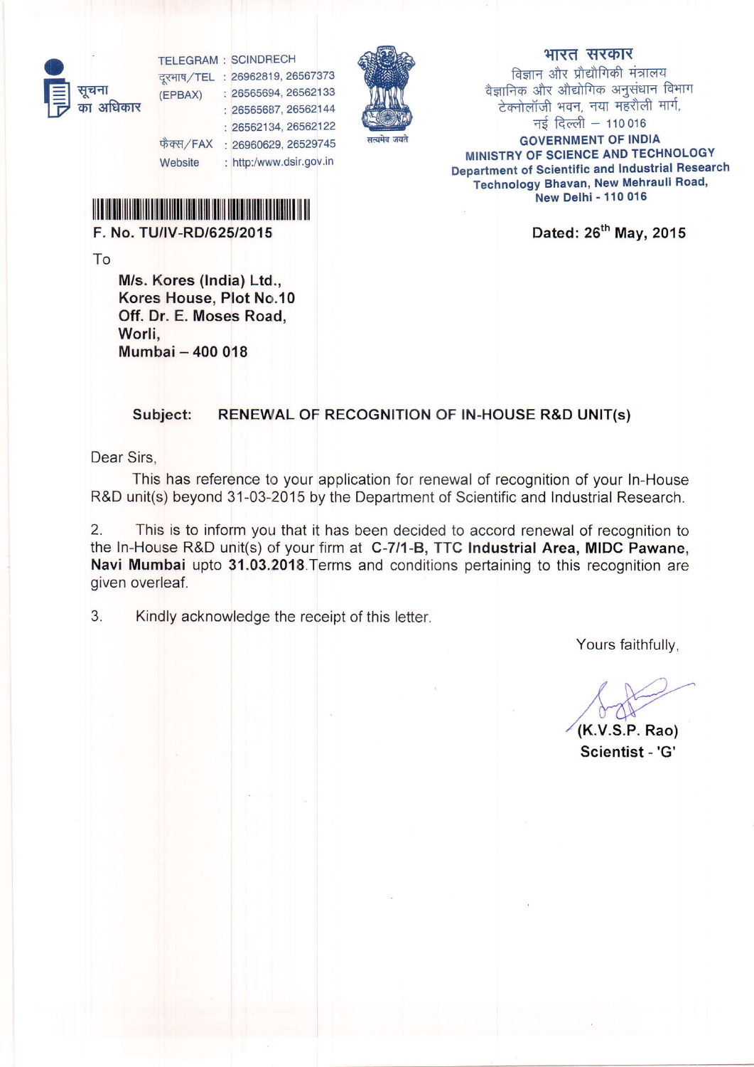सूचना का अधिकार

TELEGRAM : SCINDRECH
दूरभाष/TEL : 26962819, 26567373
(EPBAX) : 26565694, 26562133
: 26565687, 26562144
: 26562134, 26562122
फैक्स/FAX : 26960629, 26529745
Website : http:/www.dsir.gov.in

सत्यमेव जयते

भारत सरकार
विज्ञान और प्रौद्योगिकी मंत्रालय
वैज्ञानिक और औद्योगिक अनुसंधान विभाग
टेक्नोलॉजी भवन, नया महरौली मार्ग,
नई दिल्ली – 110 016

**GOVERNMENT OF INDIA**
**MINISTRY OF SCIENCE AND TECHNOLOGY**
**Department of Scientific and Industrial Research**
**Technology Bhavan, New Mehrauli Road,**
**New Delhi - 110 016**

**F. No. TU/IV-RD/625/2015**

**Dated: 26th May, 2015**

To

**M/s. Kores (India) Ltd.,**
**Kores House, Plot No.10**
**Off. Dr. E. Moses Road,**
**Worli,**
**Mumbai – 400 018**

**Subject: RENEWAL OF RECOGNITION OF IN-HOUSE R&D UNIT(s)**

Dear Sirs,

This has reference to your application for renewal of recognition of your In-House R&D unit(s) beyond 31-03-2015 by the Department of Scientific and Industrial Research.

2. This is to inform you that it has been decided to accord renewal of recognition to the In-House R&D unit(s) of your firm at **C-7/1-B, TTC Industrial Area, MIDC Pawane, Navi Mumbai** upto **31.03.2018**. Terms and conditions pertaining to this recognition are given overleaf.

3. Kindly acknowledge the receipt of this letter.

Yours faithfully,

**(K.V.S.P. Rao)**
**Scientist - 'G'**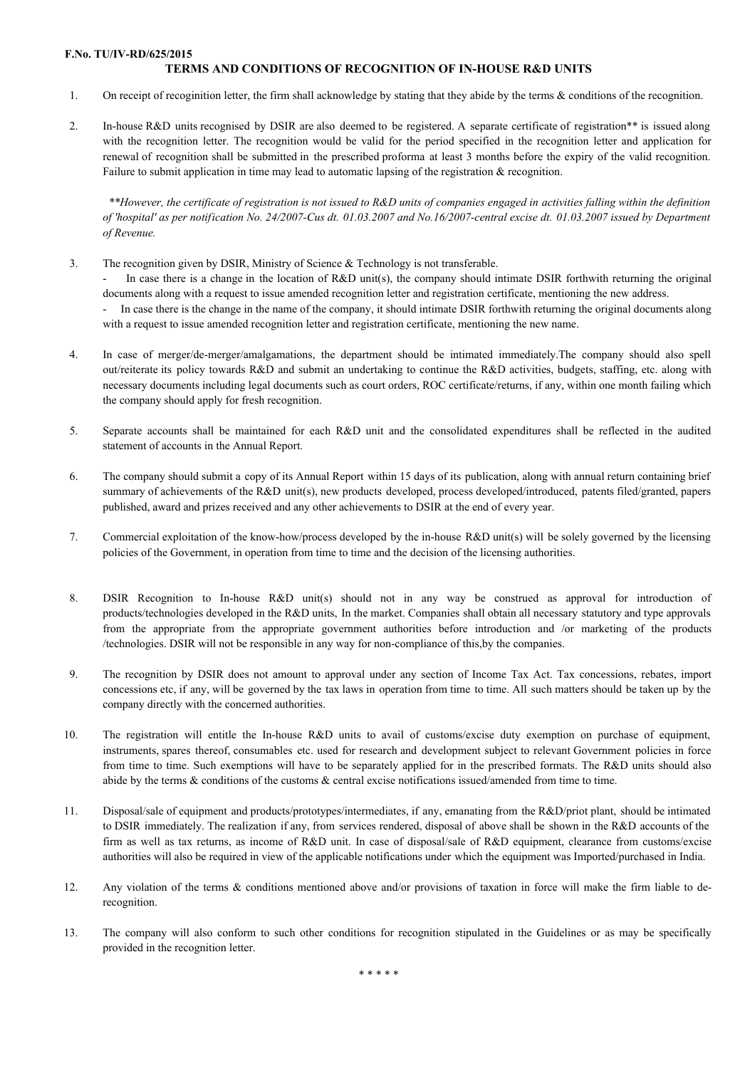**F.No. TU/IV-RD/625/2015**

## TERMS AND CONDITIONS OF RECOGNITION OF IN-HOUSE R&D UNITS

1. On receipt of recoginition letter, the firm shall acknowledge by stating that they abide by the terms & conditions of the recognition.

2. In-house R&D units recognised by DSIR are also deemed to be registered. A separate certificate of registration** is issued along with the recognition letter. The recognition would be valid for the period specified in the recognition letter and application for renewal of recognition shall be submitted in the prescribed proforma at least 3 months before the expiry of the valid recognition. Failure to submit application in time may lead to automatic lapsing of the registration & recognition.

   *\*\*However, the certificate of registration is not issued to R&D units of companies engaged in activities falling within the definition of 'hospital' as per notification No. 24/2007-Cus dt. 01.03.2007 and No.16/2007-central excise dt. 01.03.2007 issued by Department of Revenue.*

3. The recognition given by DSIR, Ministry of Science & Technology is not transferable.
   - In case there is a change in the location of R&D unit(s), the company should intimate DSIR forthwith returning the original documents along with a request to issue amended recognition letter and registration certificate, mentioning the new address.
   - In case there is the change in the name of the company, it should intimate DSIR forthwith returning the original documents along with a request to issue amended recognition letter and registration certificate, mentioning the new name.

4. In case of merger/de-merger/amalgamations, the department should be intimated immediately.The company should also spell out/reiterate its policy towards R&D and submit an undertaking to continue the R&D activities, budgets, staffing, etc. along with necessary documents including legal documents such as court orders, ROC certificate/returns, if any, within one month failing which the company should apply for fresh recognition.

5. Separate accounts shall be maintained for each R&D unit and the consolidated expenditures shall be reflected in the audited statement of accounts in the Annual Report.

6. The company should submit a copy of its Annual Report within 15 days of its publication, along with annual return containing brief summary of achievements of the R&D unit(s), new products developed, process developed/introduced, patents filed/granted, papers published, award and prizes received and any other achievements to DSIR at the end of every year.

7. Commercial exploitation of the know-how/process developed by the in-house R&D unit(s) will be solely governed by the licensing policies of the Government, in operation from time to time and the decision of the licensing authorities.

8. DSIR Recognition to In-house R&D unit(s) should not in any way be construed as approval for introduction of products/technologies developed in the R&D units, In the market. Companies shall obtain all necessary statutory and type approvals from the appropriate from the appropriate government authorities before introduction and /or marketing of the products /technologies. DSIR will not be responsible in any way for non-compliance of this,by the companies.

9. The recognition by DSIR does not amount to approval under any section of Income Tax Act. Tax concessions, rebates, import concessions etc, if any, will be governed by the tax laws in operation from time to time. All such matters should be taken up by the company directly with the concerned authorities.

10. The registration will entitle the In-house R&D units to avail of customs/excise duty exemption on purchase of equipment, instruments, spares thereof, consumables etc. used for research and development subject to relevant Government policies in force from time to time. Such exemptions will have to be separately applied for in the prescribed formats. The R&D units should also abide by the terms & conditions of the customs & central excise notifications issued/amended from time to time.

11. Disposal/sale of equipment and products/prototypes/intermediates, if any, emanating from the R&D/priot plant, should be intimated to DSIR immediately. The realization if any, from services rendered, disposal of above shall be shown in the R&D accounts of the firm as well as tax returns, as income of R&D unit. In case of disposal/sale of R&D equipment, clearance from customs/excise authorities will also be required in view of the applicable notifications under which the equipment was Imported/purchased in India.

12. Any violation of the terms & conditions mentioned above and/or provisions of taxation in force will make the firm liable to de-recognition.

13. The company will also conform to such other conditions for recognition stipulated in the Guidelines or as may be specifically provided in the recognition letter.

\* \* \* \* \*